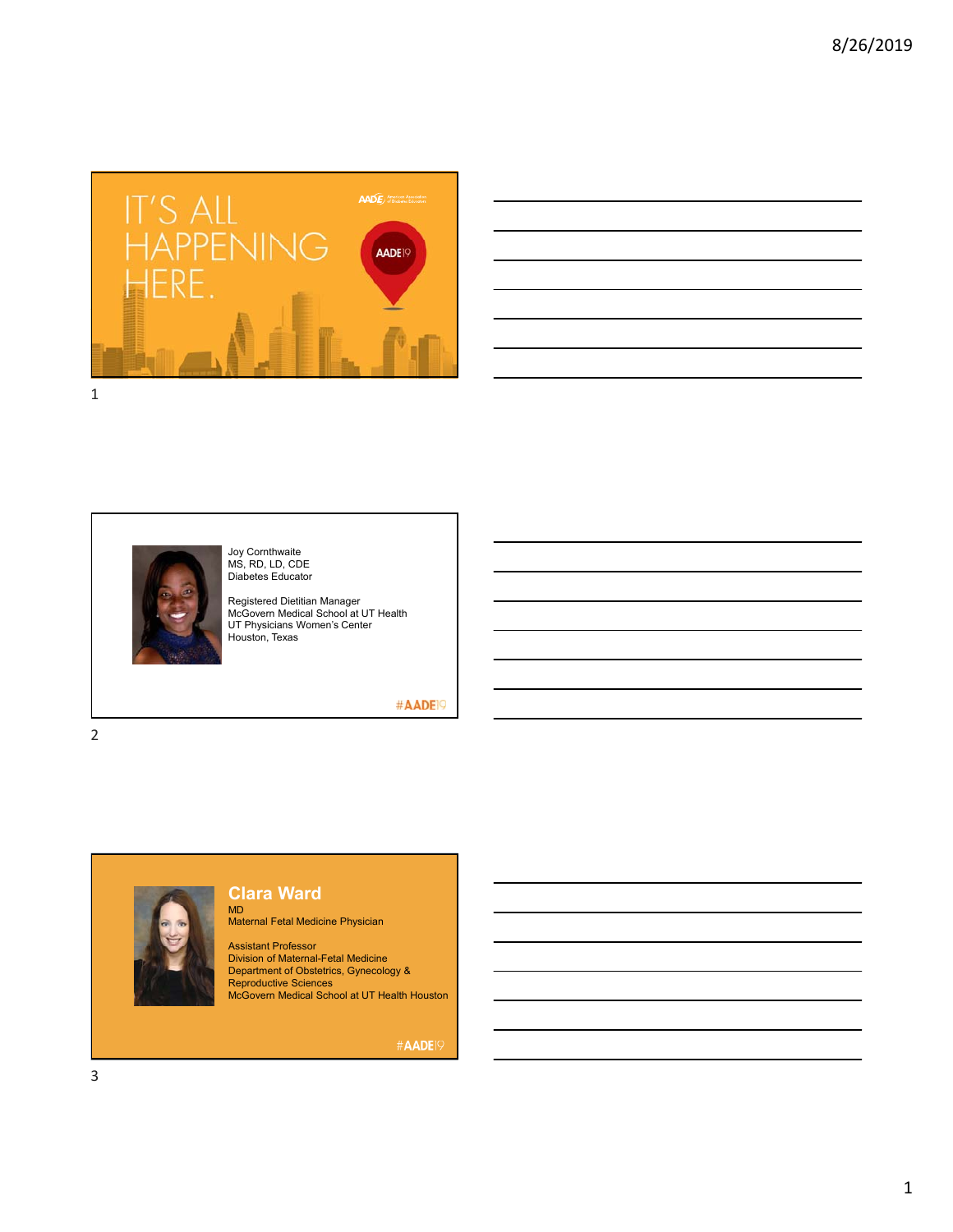IT'S ALL HAPPENING HERE.

AADE19

Joy Cornthwaite
MS, RD, LD, CDE
Diabetes Educator

Registered Dietitian Manager
McGovern Medical School at UT Health
UT Physicians Women's Center
Houston, Texas

#AADE19

## Clara Ward

MD
Maternal Fetal Medicine Physician

Assistant Professor
Division of Maternal-Fetal Medicine
Department of Obstetrics, Gynecology & Reproductive Sciences
McGovern Medical School at UT Health Houston

#AADE19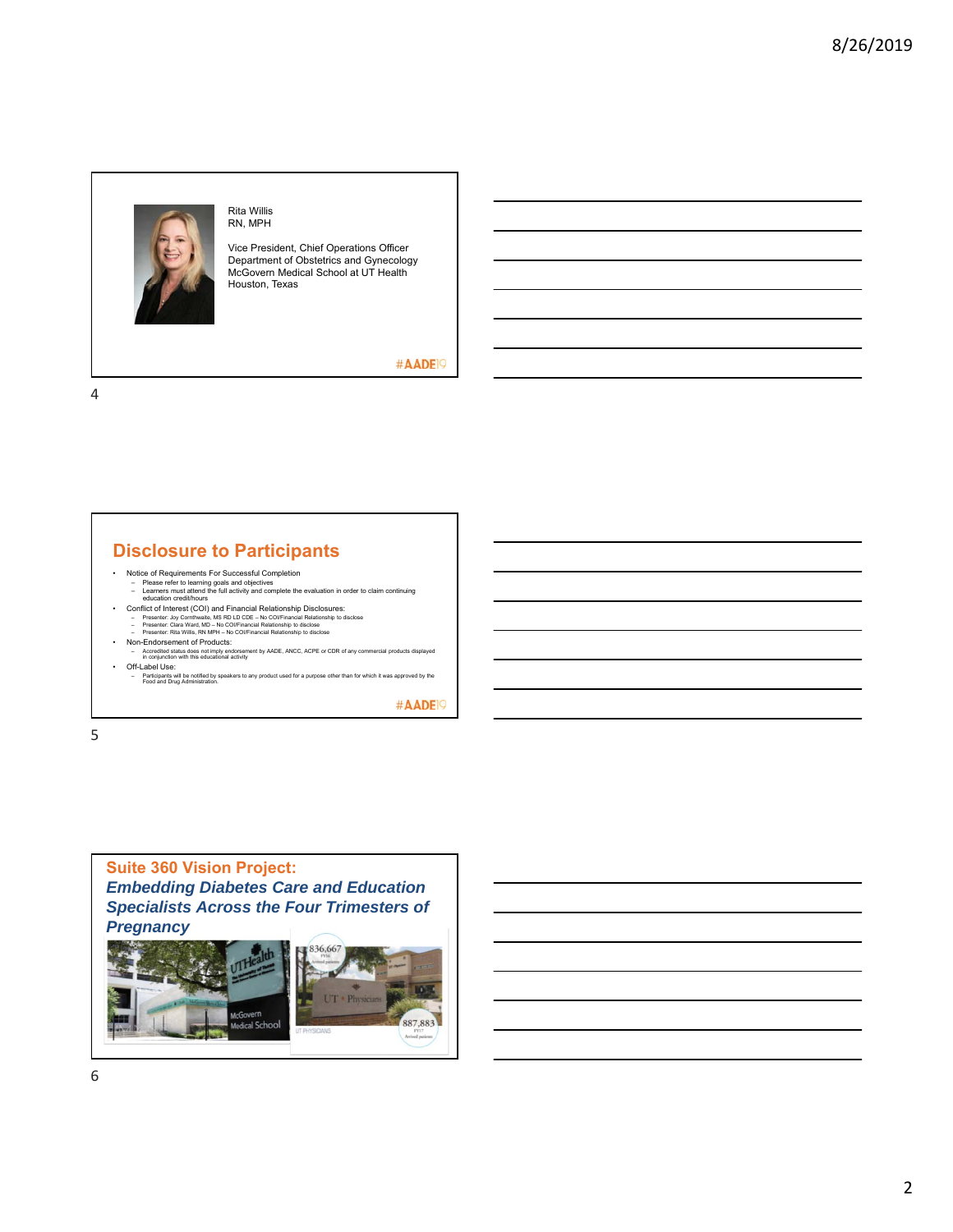Rita Willis
RN, MPH

Vice President, Chief Operations Officer
Department of Obstetrics and Gynecology
McGovern Medical School at UT Health
Houston, Texas

#AADE19

## Disclosure to Participants

- Notice of Requirements For Successful Completion
  - Please refer to learning goals and objectives
  - Learners must attend the full activity and complete the evaluation in order to claim continuing education credit/hours
- Conflict of Interest (COI) and Financial Relationship Disclosures:
  - Presenter: Joy Cornthwaite, MS RD LD CDE – No COI/Financial Relationship to disclose
  - Presenter: Clara Ward, MD – No COI/Financial Relationship to disclose
  - Presenter: Rita Willis, RN MPH – No COI/Financial Relationship to disclose
- Non-Endorsement of Products:
  - Accredited status does not imply endorsement by AADE, ANCC, ACPE or CDR of any commercial products displayed in conjunction with this educational activity
- Off-Label Use:
  - Participants will be notified by speakers to any product used for a purpose other than for which it was approved by the Food and Drug Administration.

#AADE19

## Suite 360 Vision Project: *Embedding Diabetes Care and Education Specialists Across the Four Trimesters of Pregnancy*

836,667 FY16 Arrived patients

887,883 FY17 Arrived patients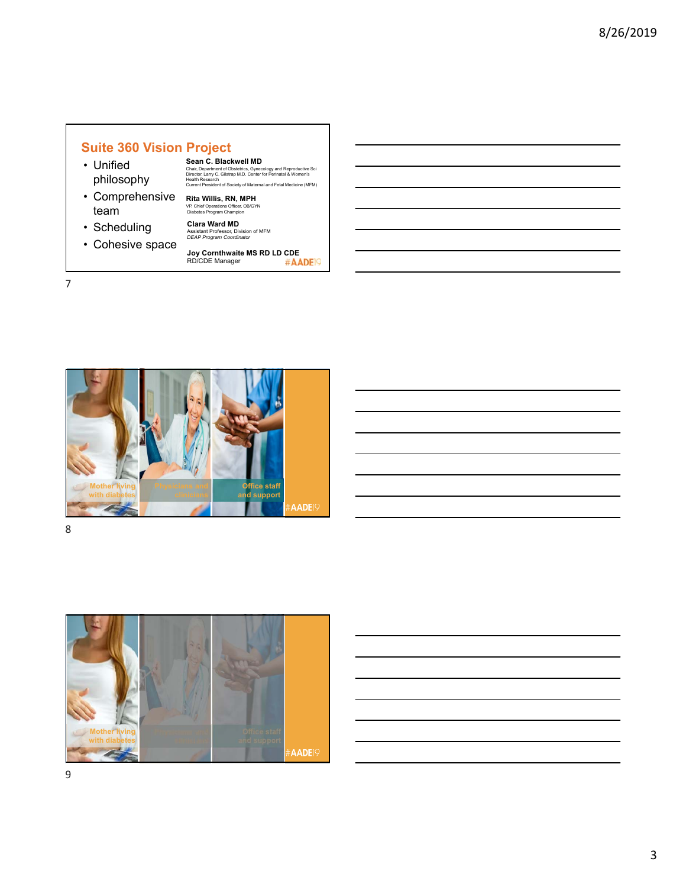## Suite 360 Vision Project

- Unified philosophy
- Comprehensive team
- Scheduling
- Cohesive space

**Sean C. Blackwell MD**
Chair, Department of Obstetrics, Gynecology and Reproductive Sci
Director, Larry C. Gilstrap M.D. Center for Perinatal & Women's Health Research
Current President of Society of Maternal and Fetal Medicine (MFM)

**Rita Willis, RN, MPH**
VP, Chief Operations Officer, OB/GYN
Diabetes Program Champion

**Clara Ward MD**
Assistant Professor, Division of MFM
*DEAP Program Coordinator*

**Joy Cornthwaite MS RD LD CDE**
RD/CDE Manager

#AADE19

---

Mother living with diabetes

Physicians and clinicians

Office staff and support

#AADE19

---

Mother living with diabetes

Physicians and clinicians

Office staff and support

#AADE19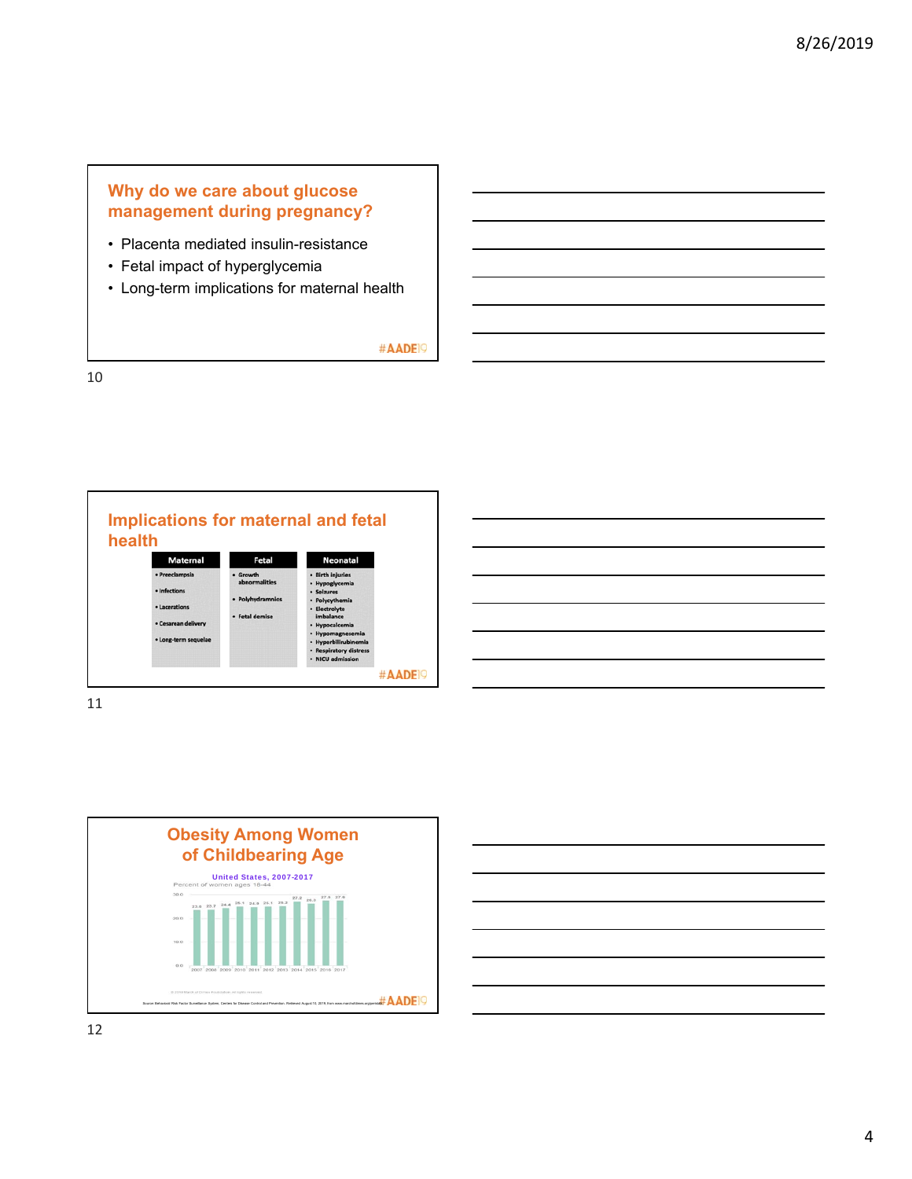## Why do we care about glucose management during pregnancy?

- Placenta mediated insulin-resistance
- Fetal impact of hyperglycemia
- Long-term implications for maternal health

#AADE19

## Implications for maternal and fetal health

| Maternal | Fetal | Neonatal |
|---|---|---|
| • Preeclampsia<br>• Infections<br>• Lacerations<br>• Cesarean delivery<br>• Long-term sequelae | • Growth abnormalities<br>• Polyhydramnios<br>• Fetal demise | • Birth injuries<br>• Hypoglycemia<br>• Seizures<br>• Polycythemia<br>• Electrolyte imbalance<br>• Hypocalcemia<br>• Hypomagnesemia<br>• Hyperbilirubinemia<br>• Respiratory distress<br>• NICU admission |

#AADE19

## Obesity Among Women of Childbearing Age

United States, 2007-2017

Percent of women ages 18-44

| Year | 2007 | 2008 | 2009 | 2010 | 2011 | 2012 | 2013 | 2014 | 2015 | 2016 | 2017 |
|---|---|---|---|---|---|---|---|---|---|---|---|
| Percent | 23.8 | 23.7 | 24.4 | 25.1 | 24.9 | 25.1 | 25.2 | 27.2 | 26.2 | 27.6 | 27.6 |

Source: Behavioral Risk Factor Surveillance System. Centers for Disease Control and Prevention. Retrieved August 10, 2019, from www.marchofdimes.org/peristats.

#AADE19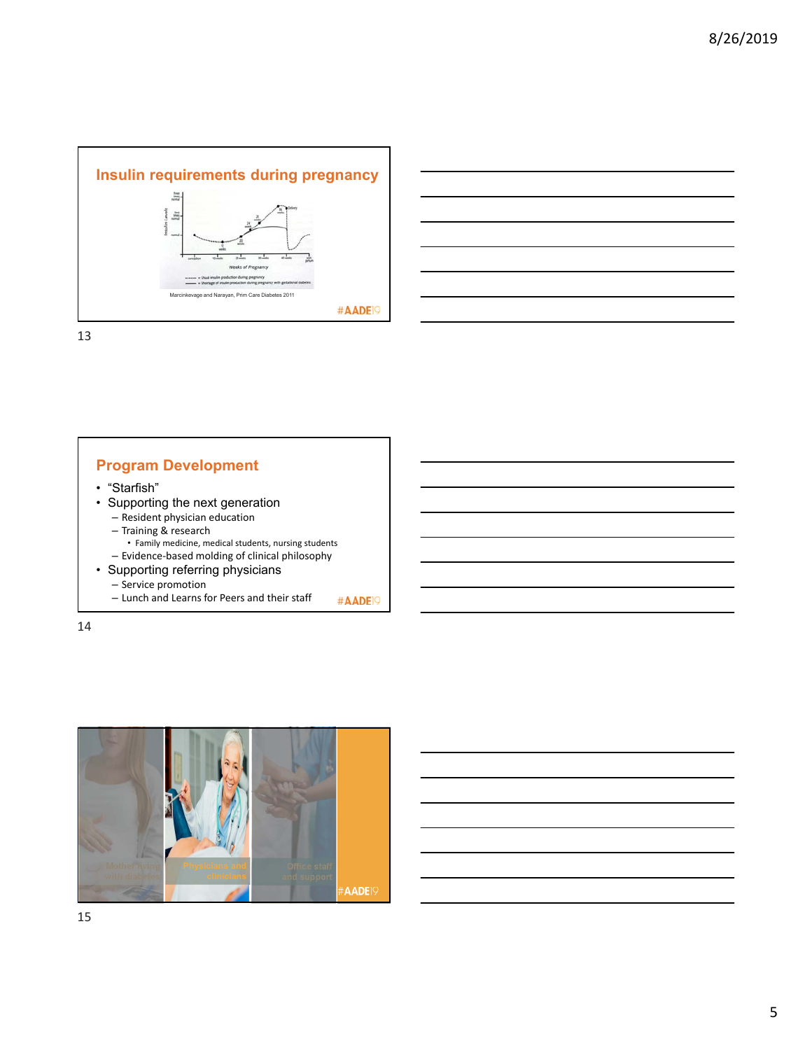## Insulin requirements during pregnancy

Marcinkevage and Narayan, Prim Care Diabetes 2011

#AADE19

## Program Development

- "Starfish"
- Supporting the next generation
  - Resident physician education
  - Training & research
    - Family medicine, medical students, nursing students
  - Evidence-based molding of clinical philosophy
- Supporting referring physicians
  - Service promotion
  - Lunch and Learns for Peers and their staff

#AADE19

Mother living with diabetes

Physicians and clinicians

Office staff and support

#AADE19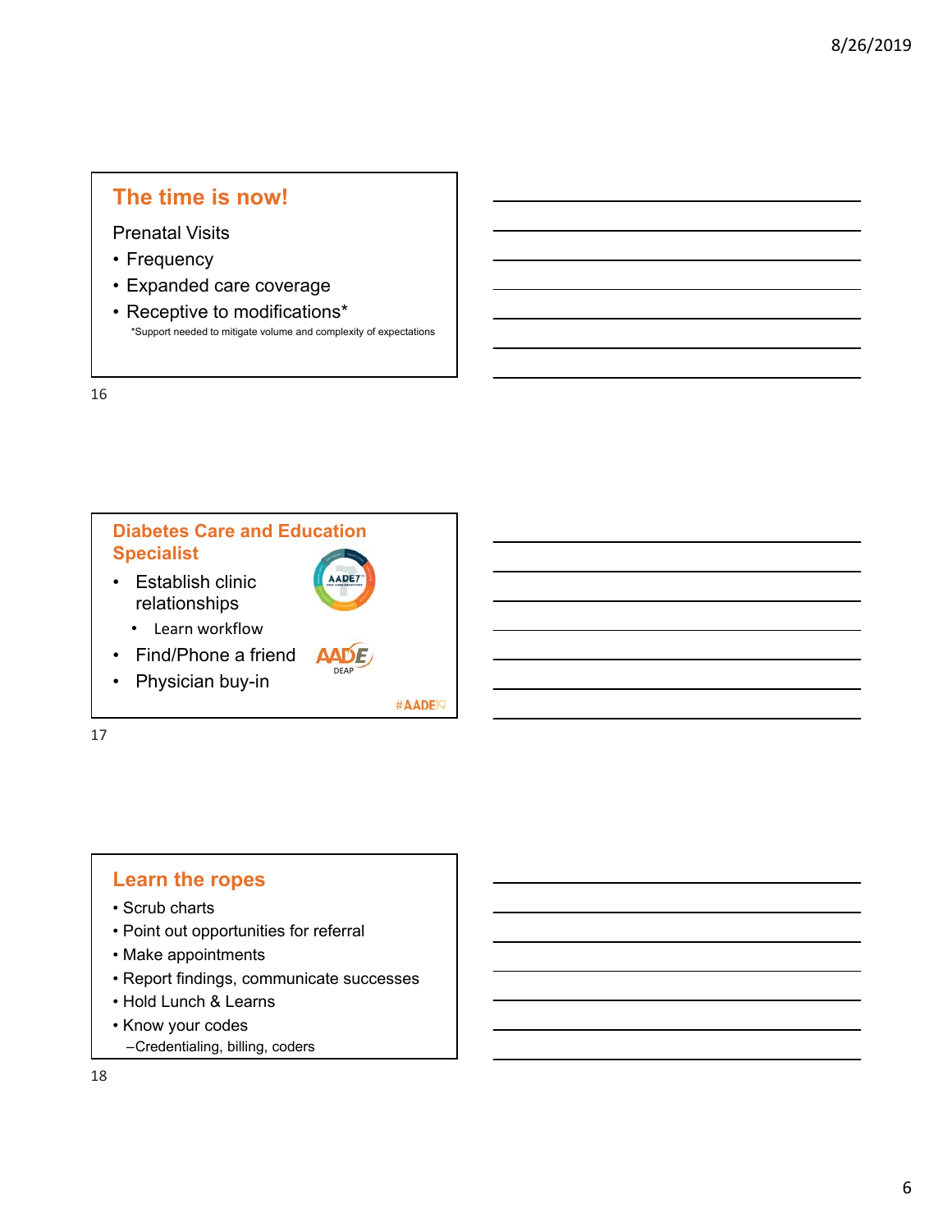## The time is now!

Prenatal Visits

- Frequency
- Expanded care coverage
- Receptive to modifications*

*Support needed to mitigate volume and complexity of expectations

## Diabetes Care and Education Specialist

- Establish clinic relationships
  - Learn workflow
- Find/Phone a friend
- Physician buy-in

AADE7

AADE DEAP

#AADE19

## Learn the ropes

- Scrub charts
- Point out opportunities for referral
- Make appointments
- Report findings, communicate successes
- Hold Lunch & Learns
- Know your codes
  - Credentialing, billing, coders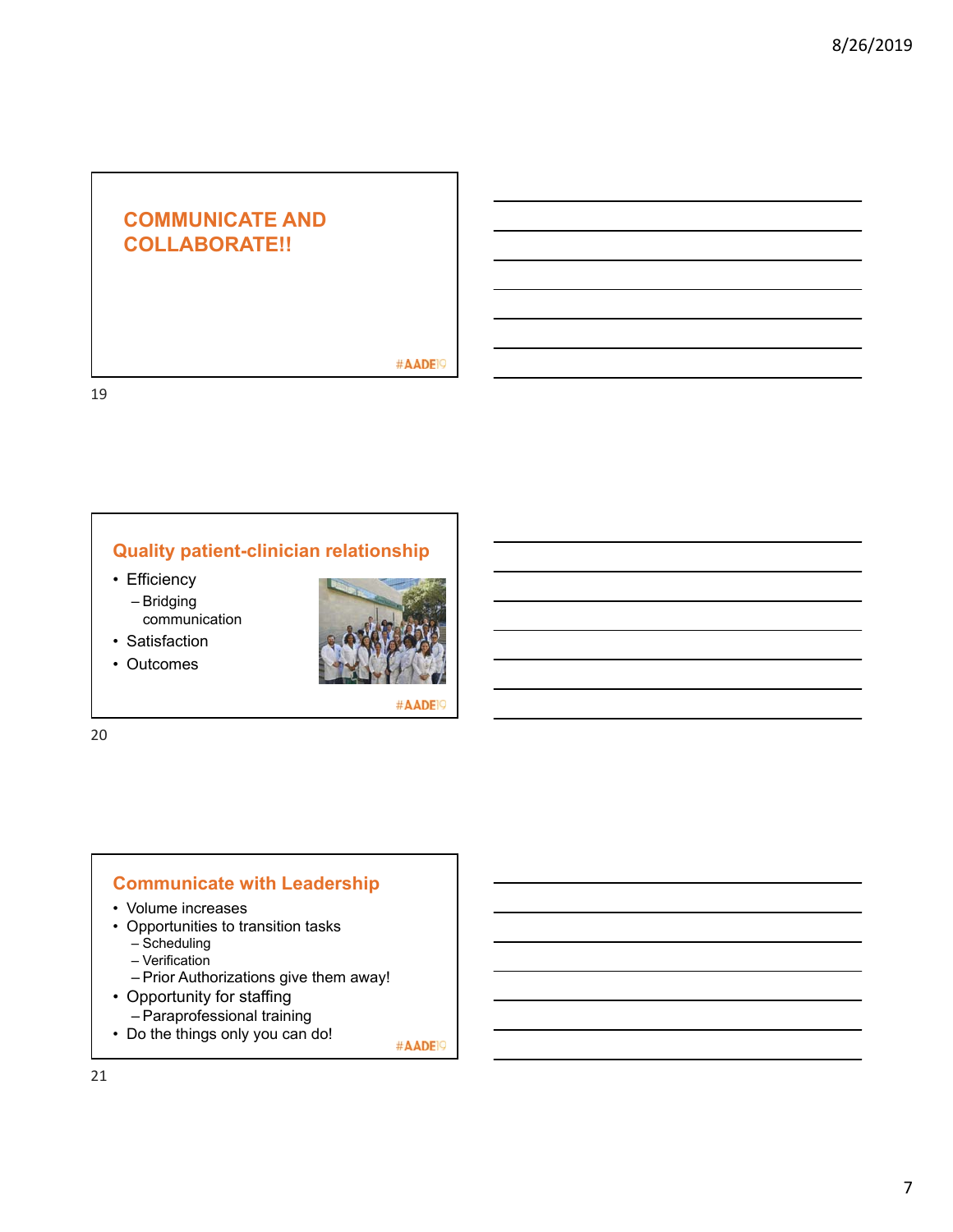## COMMUNICATE AND COLLABORATE!!

#AADE19

## Quality patient-clinician relationship

- Efficiency
  - Bridging communication
- Satisfaction
- Outcomes

#AADE19

## Communicate with Leadership

- Volume increases
- Opportunities to transition tasks
  - Scheduling
  - Verification
  - Prior Authorizations give them away!
- Opportunity for staffing
  - Paraprofessional training
- Do the things only you can do!

#AADE19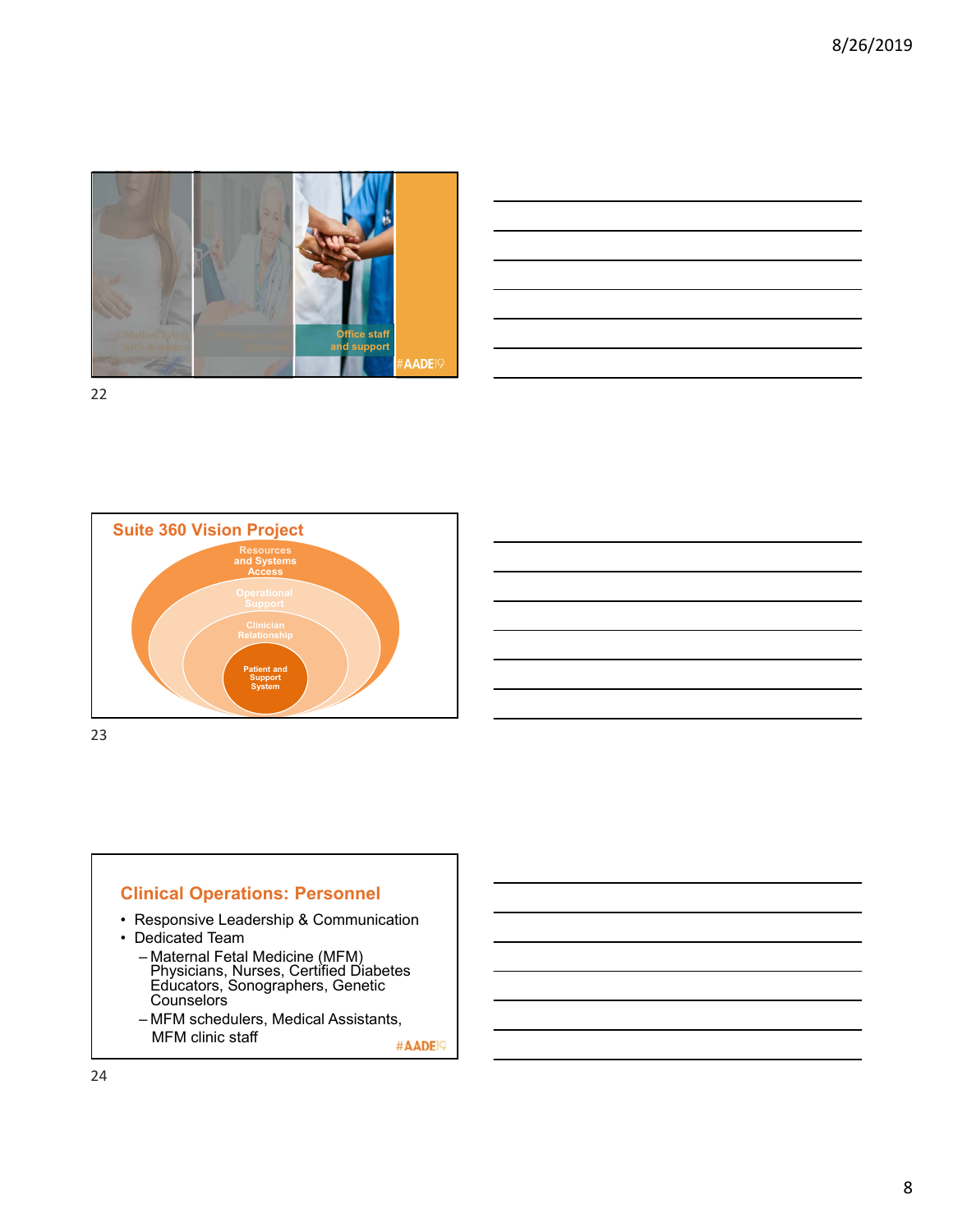Mother living with diabetes

Office staff and support

#AADE19

## Suite 360 Vision Project

- Resources and Systems Access
- Operational Support
- Clinician Relationship
- Patient and Support System

## Clinical Operations: Personnel

- Responsive Leadership & Communication
- Dedicated Team
  - Maternal Fetal Medicine (MFM) Physicians, Nurses, Certified Diabetes Educators, Sonographers, Genetic Counselors
  - MFM schedulers, Medical Assistants, MFM clinic staff

#AADE19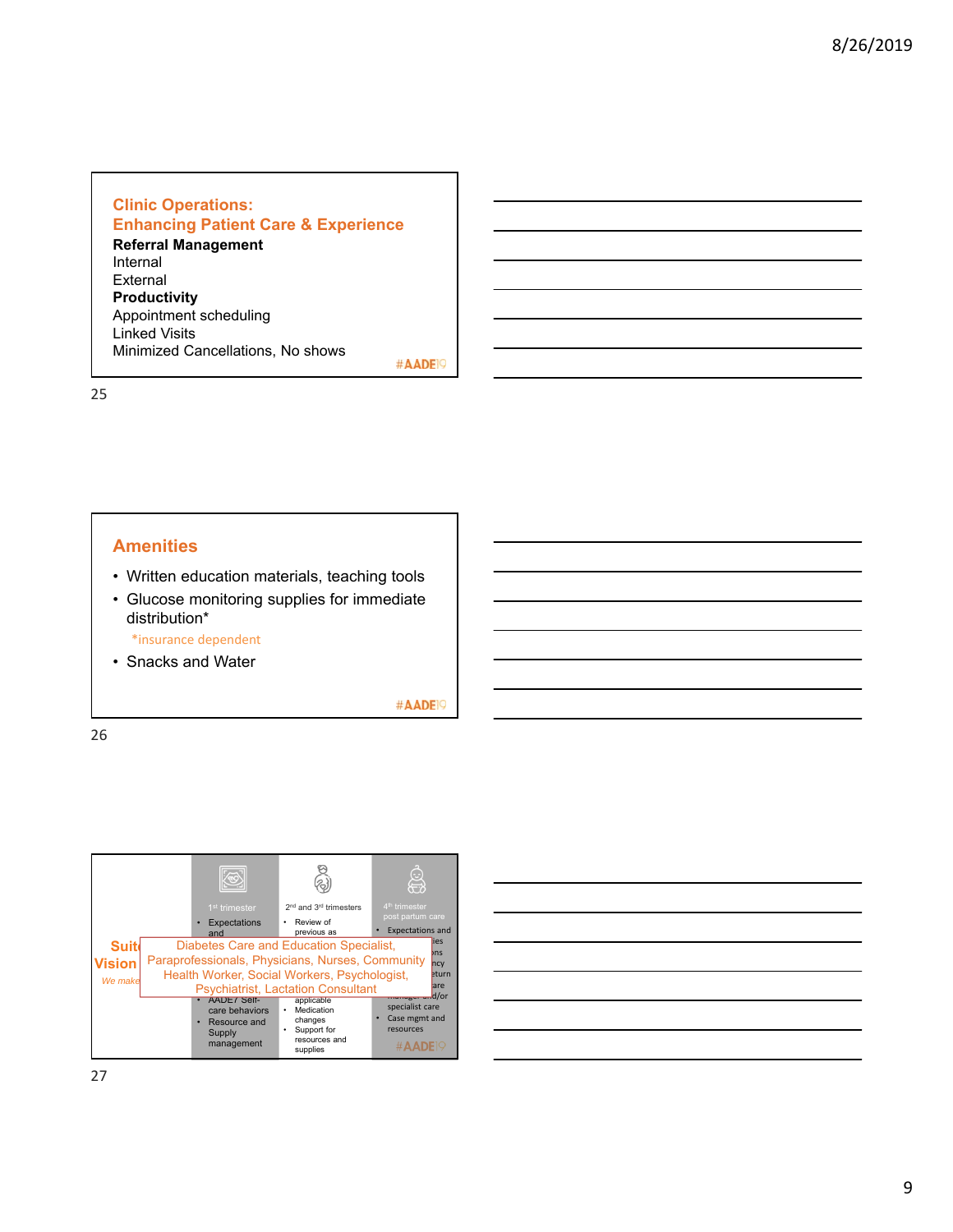## Clinic Operations: Enhancing Patient Care & Experience

**Referral Management**

Internal

External

**Productivity**

Appointment scheduling

Linked Visits

Minimized Cancellations, No shows

#AADE19

## Amenities

- Written education materials, teaching tools
- Glucose monitoring supplies for immediate distribution*

  *insurance dependent
- Snacks and Water

#AADE19

Suite

Vision

We make

1st trimester

- Expectations and
- AADE7 Self-care behaviors
- Resource and Supply management

2nd and 3rd trimesters

- Review of previous as applicable
- Medication changes
- Support for resources and supplies

4th trimester post partum care

- Expectations and
- specialist care
- Case mgmt and resources

Diabetes Care and Education Specialist, Paraprofessionals, Physicians, Nurses, Community Health Worker, Social Workers, Psychologist, Psychiatrist, Lactation Consultant

#AADE19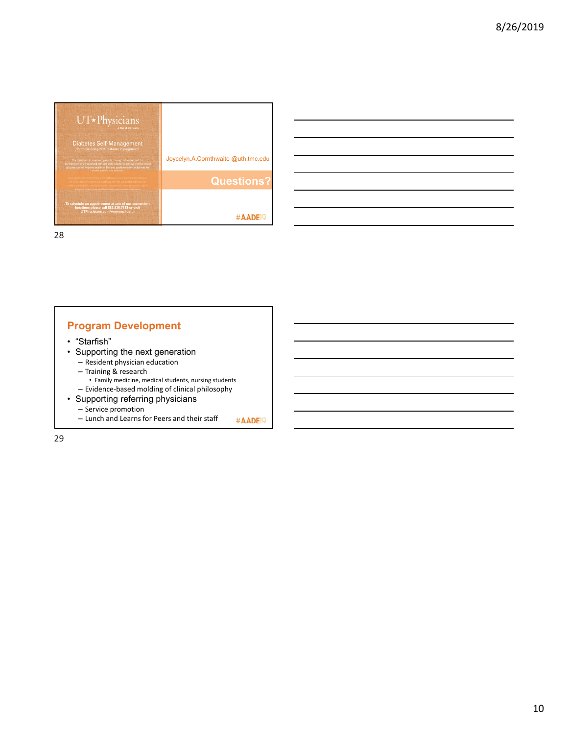UT★Physicians

Diabetes Self-Management

for those living with diabetes in pregnancy

To schedule an appointment at one of our convenient locations please call 832.325.7133 or visit UTPhysicians.com/womenshealth

Joycelyn.A.Cornthwaite @uth.tmc.edu

**Questions?**

#AADE19

## Program Development

- "Starfish"
- Supporting the next generation
  - Resident physician education
  - Training & research
    - Family medicine, medical students, nursing students
  - Evidence-based molding of clinical philosophy
- Supporting referring physicians
  - Service promotion
  - Lunch and Learns for Peers and their staff

#AADE19